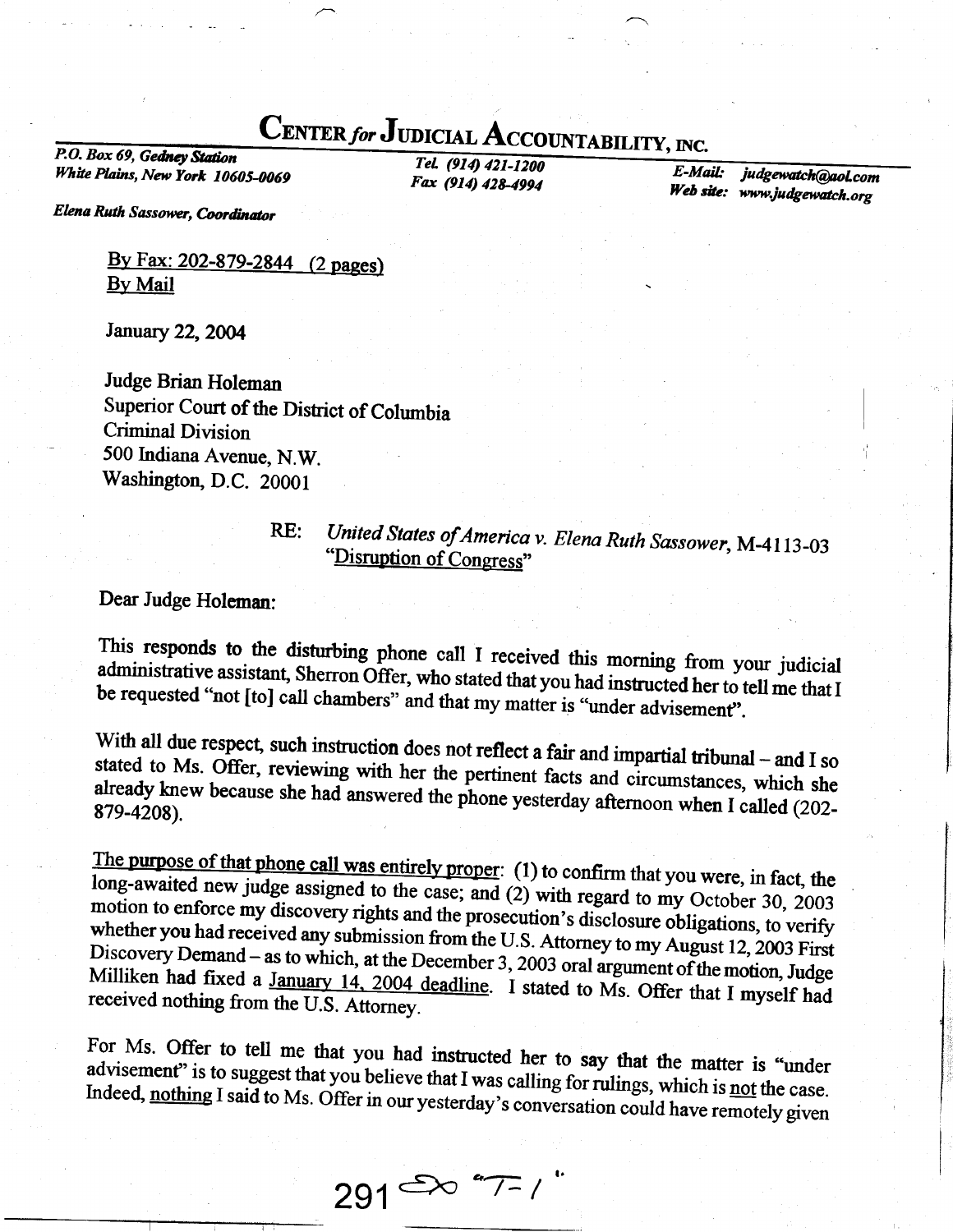# CENTER *for* JUDICIAL ACCOUNTABILITY, INC.

*P.O. Box 69, Gedney Station*
*White Plains, New York 10605-0069*

*Tel. (914) 421-1200*
*Fax (914) 428-4994*

*E-Mail: judgewatch@aol.com*
*Web site: www.judgewatch.org*

*Elena Ruth Sassower, Coordinator*

By Fax: 202-879-2844 (2 pages)
By Mail

January 22, 2004

Judge Brian Holeman
Superior Court of the District of Columbia
Criminal Division
500 Indiana Avenue, N.W.
Washington, D.C. 20001

RE: *United States of America v. Elena Ruth Sassower*, M-4113-03
"Disruption of Congress"

Dear Judge Holeman:

This responds to the disturbing phone call I received this morning from your judicial administrative assistant, Sherron Offer, who stated that you had instructed her to tell me that I be requested "not [to] call chambers" and that my matter is "under advisement".

With all due respect, such instruction does not reflect a fair and impartial tribunal – and I so stated to Ms. Offer, reviewing with her the pertinent facts and circumstances, which she already knew because she had answered the phone yesterday afternoon when I called (202-879-4208).

The purpose of that phone call was entirely proper: (1) to confirm that you were, in fact, the long-awaited new judge assigned to the case; and (2) with regard to my October 30, 2003 motion to enforce my discovery rights and the prosecution's disclosure obligations, to verify whether you had received any submission from the U.S. Attorney to my August 12, 2003 First Discovery Demand – as to which, at the December 3, 2003 oral argument of the motion, Judge Milliken had fixed a January 14, 2004 deadline. I stated to Ms. Offer that I myself had received nothing from the U.S. Attorney.

For Ms. Offer to tell me that you had instructed her to say that the matter is "under advisement" is to suggest that you believe that I was calling for rulings, which is not the case. Indeed, nothing I said to Ms. Offer in our yesterday's conversation could have remotely given

291 ∞ "T-1"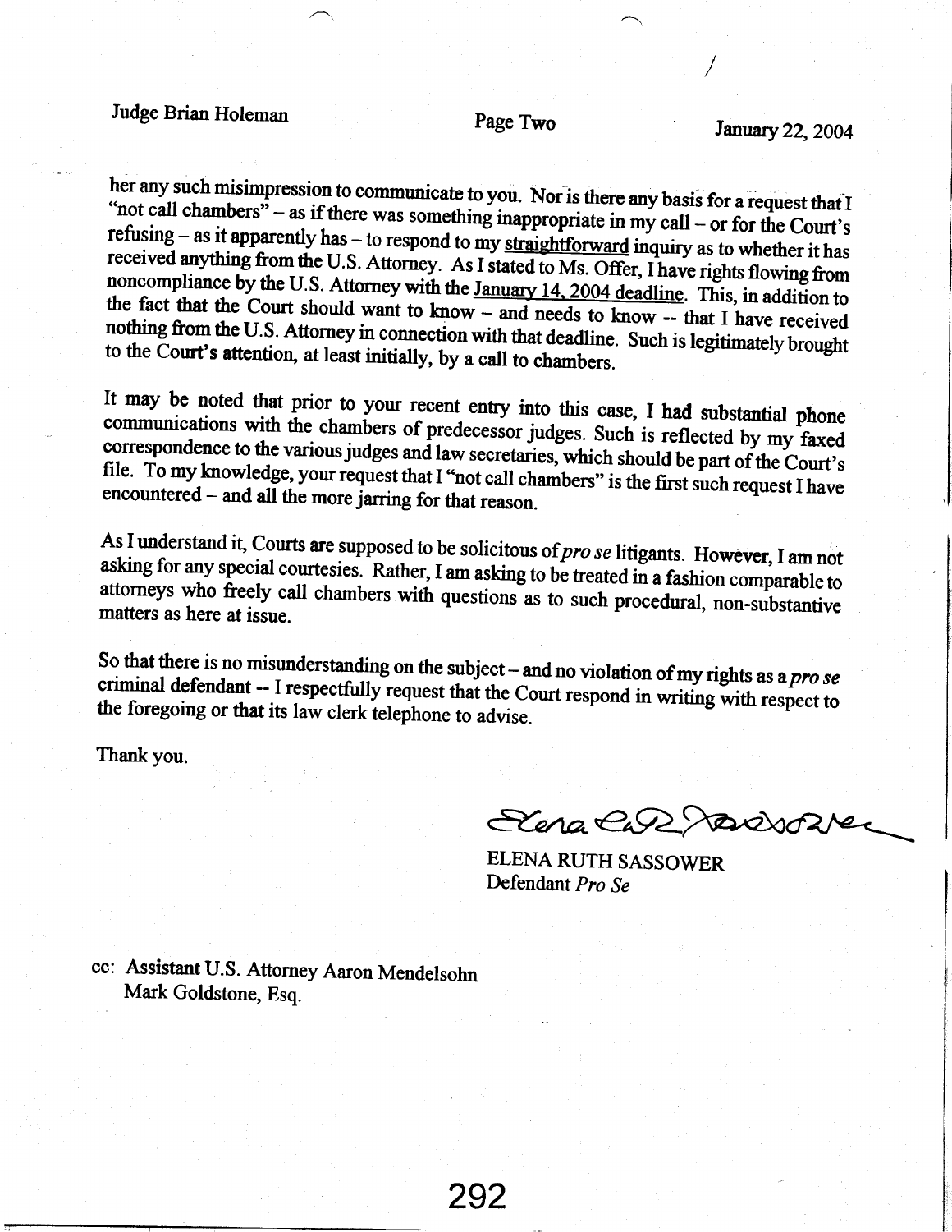her any such misimpression to communicate to you. Nor is there any basis for a request that I "not call chambers" – as if there was something inappropriate in my call – or for the Court's refusing – as it apparently has – to respond to my straightforward inquiry as to whether it has received anything from the U.S. Attorney. As I stated to Ms. Offer, I have rights flowing from noncompliance by the U.S. Attorney with the January 14, 2004 deadline. This, in addition to the fact that the Court should want to know – and needs to know -- that I have received nothing from the U.S. Attorney in connection with that deadline. Such is legitimately brought to the Court's attention, at least initially, by a call to chambers.

It may be noted that prior to your recent entry into this case, I had substantial phone communications with the chambers of predecessor judges. Such is reflected by my faxed correspondence to the various judges and law secretaries, which should be part of the Court's file. To my knowledge, your request that I "not call chambers" is the first such request I have encountered – and all the more jarring for that reason.

As I understand it, Courts are supposed to be solicitous of *pro se* litigants. However, I am not asking for any special courtesies. Rather, I am asking to be treated in a fashion comparable to attorneys who freely call chambers with questions as to such procedural, non-substantive matters as here at issue.

So that there is no misunderstanding on the subject – and no violation of my rights as a *pro se* criminal defendant -- I respectfully request that the Court respond in writing with respect to the foregoing or that its law clerk telephone to advise.

Thank you.

ELENA RUTH SASSOWER
Defendant *Pro Se*

cc: Assistant U.S. Attorney Aaron Mendelsohn
Mark Goldstone, Esq.